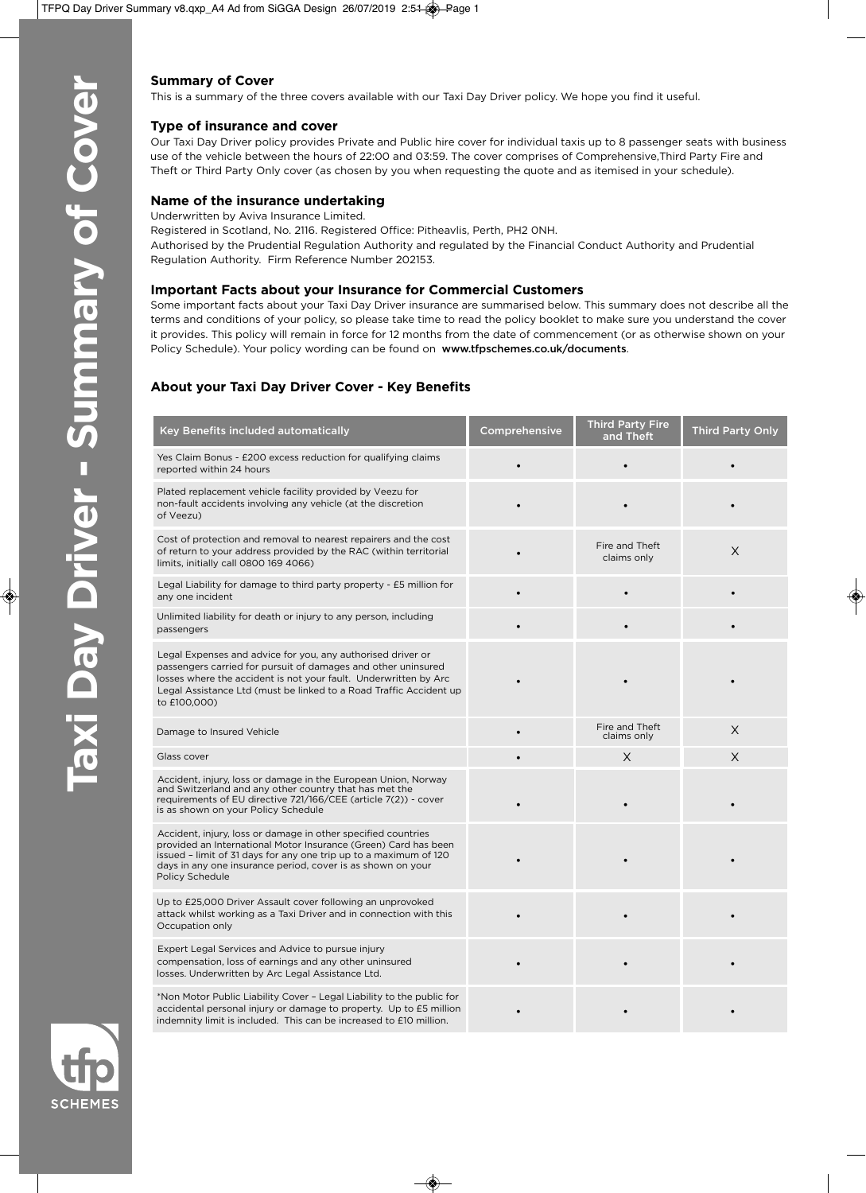# Taxi Day Driver - Summary of Cover

## Summary of Cover

This is a summary of the three covers available with our Taxi Day Driver policy. We hope you find it useful.

## Type of insurance and cover

Our Taxi Day Driver policy provides Private and Public hire cover for individual taxis up to 8 passenger seats with business use of the vehicle between the hours of 22:00 and 03:59. The cover comprises of Comprehensive,Third Party Fire and Theft or Third Party Only cover (as chosen by you when requesting the quote and as itemised in your schedule).

## Name of the insurance undertaking

Underwritten by Aviva Insurance Limited.
Registered in Scotland, No. 2116. Registered Office: Pitheavlis, Perth, PH2 0NH.
Authorised by the Prudential Regulation Authority and regulated by the Financial Conduct Authority and Prudential Regulation Authority. Firm Reference Number 202153.

## Important Facts about your Insurance for Commercial Customers

Some important facts about your Taxi Day Driver insurance are summarised below. This summary does not describe all the terms and conditions of your policy, so please take time to read the policy booklet to make sure you understand the cover it provides. This policy will remain in force for 12 months from the date of commencement (or as otherwise shown on your Policy Schedule). Your policy wording can be found on **www.tfpschemes.co.uk/documents**.

## About your Taxi Day Driver Cover - Key Benefits

| Key Benefits included automatically | Comprehensive | Third Party Fire and Theft | Third Party Only |
|---|---|---|---|
| Yes Claim Bonus - £200 excess reduction for qualifying claims reported within 24 hours | • | • | • |
| Plated replacement vehicle facility provided by Veezu for non-fault accidents involving any vehicle (at the discretion of Veezu) | • | • | • |
| Cost of protection and removal to nearest repairers and the cost of return to your address provided by the RAC (within territorial limits, initially call 0800 169 4066) | • | Fire and Theft claims only | X |
| Legal Liability for damage to third party property - £5 million for any one incident | • | • | • |
| Unlimited liability for death or injury to any person, including passengers | • | • | • |
| Legal Expenses and advice for you, any authorised driver or passengers carried for pursuit of damages and other uninsured losses where the accident is not your fault. Underwritten by Arc Legal Assistance Ltd (must be linked to a Road Traffic Accident up to £100,000) | • | • | • |
| Damage to Insured Vehicle | • | Fire and Theft claims only | X |
| Glass cover | • | X | X |
| Accident, injury, loss or damage in the European Union, Norway and Switzerland and any other country that has met the requirements of EU directive 721/166/CEE (article 7(2)) - cover is as shown on your Policy Schedule | • | • | • |
| Accident, injury, loss or damage in other specified countries provided an International Motor Insurance (Green) Card has been issued – limit of 31 days for any one trip up to a maximum of 120 days in any one insurance period, cover is as shown on your Policy Schedule | • | • | • |
| Up to £25,000 Driver Assault cover following an unprovoked attack whilst working as a Taxi Driver and in connection with this Occupation only | • | • | • |
| Expert Legal Services and Advice to pursue injury compensation, loss of earnings and any other uninsured losses. Underwritten by Arc Legal Assistance Ltd. | • | • | • |
| *Non Motor Public Liability Cover – Legal Liability to the public for accidental personal injury or damage to property. Up to £5 million indemnity limit is included. This can be increased to £10 million. | • | • | • |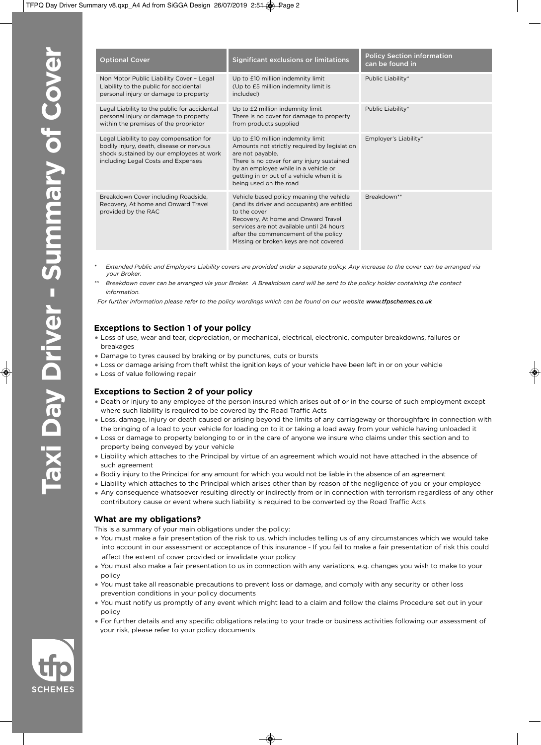# Taxi Day Driver - Summary of Cover

| Optional Cover | Significant exclusions or limitations | Policy Section information can be found in |
|---|---|---|
| Non Motor Public Liability Cover – Legal Liability to the public for accidental personal injury or damage to property | Up to £10 million indemnity limit (Up to £5 million indemnity limit is included) | Public Liability* |
| Legal Liability to the public for accidental personal injury or damage to property within the premises of the proprietor | Up to £2 million indemnity limit There is no cover for damage to property from products supplied | Public Liability* |
| Legal Liability to pay compensation for bodily injury, death, disease or nervous shock sustained by our employees at work including Legal Costs and Expenses | Up to £10 million indemnity limit Amounts not strictly required by legislation are not payable. There is no cover for any injury sustained by an employee while in a vehicle or getting in or out of a vehicle when it is being used on the road | Employer's Liability* |
| Breakdown Cover including Roadside, Recovery, At home and Onward Travel provided by the RAC | Vehicle based policy meaning the vehicle (and its driver and occupants) are entitled to the cover Recovery, At home and Onward Travel services are not available until 24 hours after the commencement of the policy Missing or broken keys are not covered | Breakdown** |

\* *Extended Public and Employers Liability covers are provided under a separate policy. Any increase to the cover can be arranged via your Broker.*

\*\* *Breakdown cover can be arranged via your Broker. A Breakdown card will be sent to the policy holder containing the contact information.*

*For further information please refer to the policy wordings which can be found on our website **www.tfpschemes.co.uk***

### Exceptions to Section 1 of your policy

- Loss of use, wear and tear, depreciation, or mechanical, electrical, electronic, computer breakdowns, failures or breakages
- Damage to tyres caused by braking or by punctures, cuts or bursts
- Loss or damage arising from theft whilst the ignition keys of your vehicle have been left in or on your vehicle
- Loss of value following repair

### Exceptions to Section 2 of your policy

- Death or injury to any employee of the person insured which arises out of or in the course of such employment except where such liability is required to be covered by the Road Traffic Acts
- Loss, damage, injury or death caused or arising beyond the limits of any carriageway or thoroughfare in connection with the bringing of a load to your vehicle for loading on to it or taking a load away from your vehicle having unloaded it
- Loss or damage to property belonging to or in the care of anyone we insure who claims under this section and to property being conveyed by your vehicle
- Liability which attaches to the Principal by virtue of an agreement which would not have attached in the absence of such agreement
- Bodily injury to the Principal for any amount for which you would not be liable in the absence of an agreement
- Liability which attaches to the Principal which arises other than by reason of the negligence of you or your employee
- Any consequence whatsoever resulting directly or indirectly from or in connection with terrorism regardless of any other contributory cause or event where such liability is required to be converted by the Road Traffic Acts

### What are my obligations?

This is a summary of your main obligations under the policy:

- You must make a fair presentation of the risk to us, which includes telling us of any circumstances which we would take into account in our assessment or acceptance of this insurance - If you fail to make a fair presentation of risk this could affect the extent of cover provided or invalidate your policy
- You must also make a fair presentation to us in connection with any variations, e.g. changes you wish to make to your policy
- You must take all reasonable precautions to prevent loss or damage, and comply with any security or other loss prevention conditions in your policy documents
- You must notify us promptly of any event which might lead to a claim and follow the claims Procedure set out in your policy
- For further details and any specific obligations relating to your trade or business activities following our assessment of your risk, please refer to your policy documents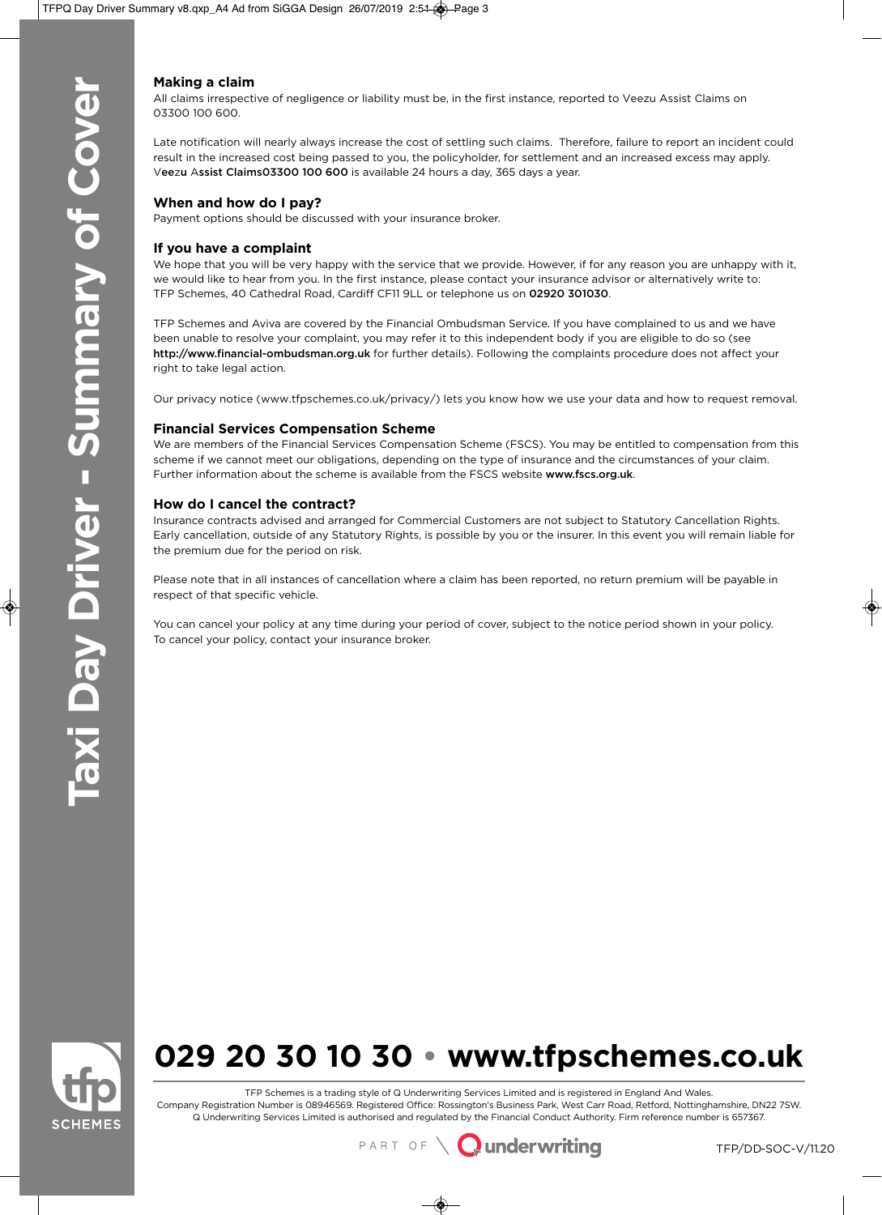## Making a claim

All claims irrespective of negligence or liability must be, in the first instance, reported to Veezu Assist Claims on 03300 100 600.

Late notification will nearly always increase the cost of settling such claims. Therefore, failure to report an incident could result in the increased cost being passed to you, the policyholder, for settlement and an increased excess may apply. **Veezu Assist Claims03300 100 600** is available 24 hours a day, 365 days a year.

## When and how do I pay?

Payment options should be discussed with your insurance broker.

## If you have a complaint

We hope that you will be very happy with the service that we provide. However, if for any reason you are unhappy with it, we would like to hear from you. In the first instance, please contact your insurance advisor or alternatively write to: TFP Schemes, 40 Cathedral Road, Cardiff CF11 9LL or telephone us on **02920 301030**.

TFP Schemes and Aviva are covered by the Financial Ombudsman Service. If you have complained to us and we have been unable to resolve your complaint, you may refer it to this independent body if you are eligible to do so (see **http://www.financial-ombudsman.org.uk** for further details). Following the complaints procedure does not affect your right to take legal action.

Our privacy notice (www.tfpschemes.co.uk/privacy/) lets you know how we use your data and how to request removal.

## Financial Services Compensation Scheme

We are members of the Financial Services Compensation Scheme (FSCS). You may be entitled to compensation from this scheme if we cannot meet our obligations, depending on the type of insurance and the circumstances of your claim. Further information about the scheme is available from the FSCS website **www.fscs.org.uk**.

## How do I cancel the contract?

Insurance contracts advised and arranged for Commercial Customers are not subject to Statutory Cancellation Rights. Early cancellation, outside of any Statutory Rights, is possible by you or the insurer. In this event you will remain liable for the premium due for the period on risk.

Please note that in all instances of cancellation where a claim has been reported, no return premium will be payable in respect of that specific vehicle.

You can cancel your policy at any time during your period of cover, subject to the notice period shown in your policy. To cancel your policy, contact your insurance broker.

# 029 20 30 10 30 • www.tfpschemes.co.uk

TFP Schemes is a trading style of Q Underwriting Services Limited and is registered in England And Wales.
Company Registration Number is 08946569. Registered Office: Rossington's Business Park, West Carr Road, Retford, Nottinghamshire, DN22 7SW.
Q Underwriting Services Limited is authorised and regulated by the Financial Conduct Authority. Firm reference number is 657367.

PART OF Q underwriting

TFP/DD-SOC-V/11.20